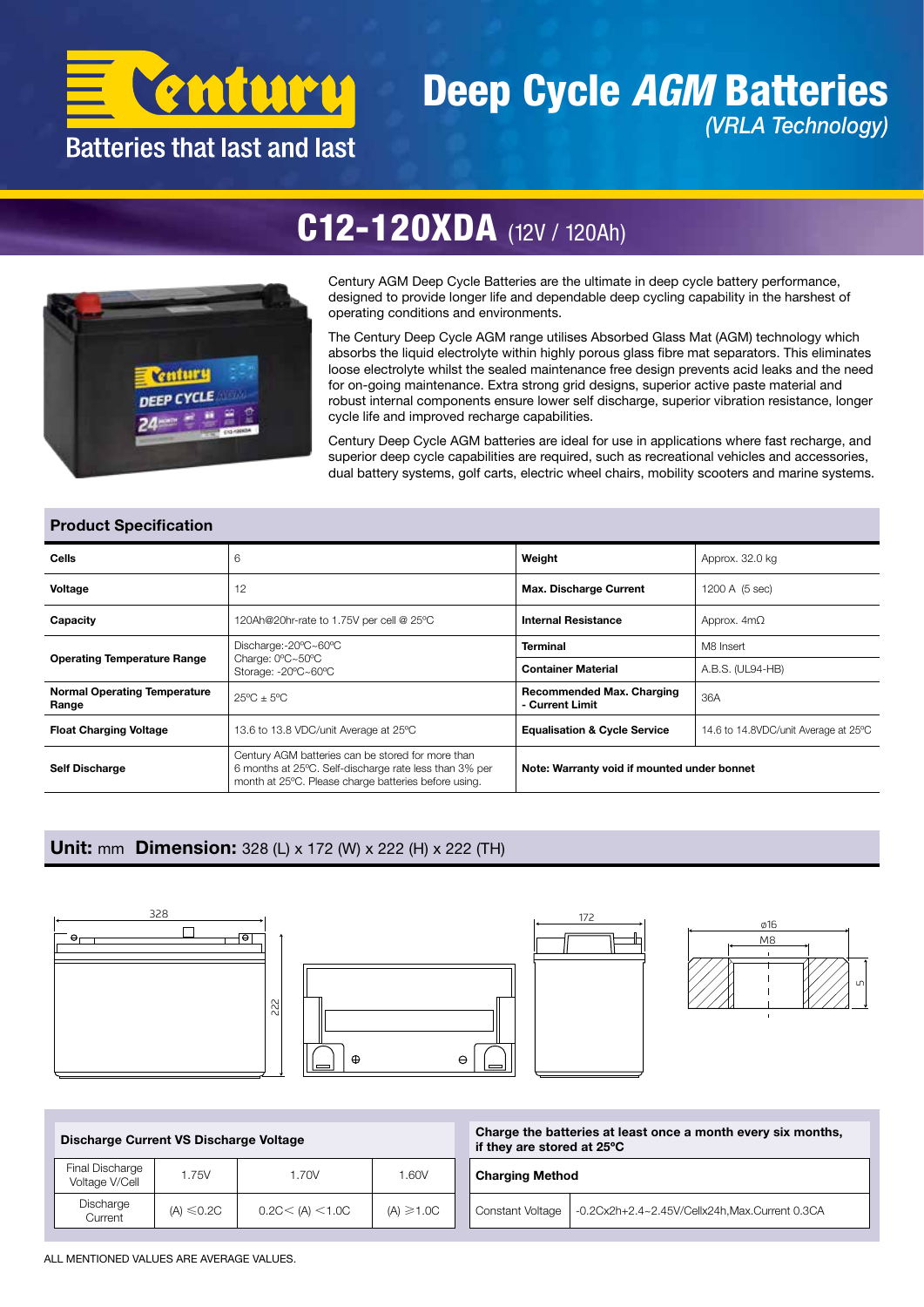Batteries that last and last

# Deep Cycle *AGM* Batteries

*(VRLA Technology)*

## C12-120XDA (12V / 120Ah)

Century AGM Deep Cycle Batteries are the ultimate in deep cycle battery performance, designed to provide longer life and dependable deep cycling capability in the harshest of operating conditions and environments.

The Century Deep Cycle AGM range utilises Absorbed Glass Mat (AGM) technology which absorbs the liquid electrolyte within highly porous glass fibre mat separators. This eliminates loose electrolyte whilst the sealed maintenance free design prevents acid leaks and the need for on-going maintenance. Extra strong grid designs, superior active paste material and robust internal components ensure lower self discharge, superior vibration resistance, longer cycle life and improved recharge capabilities.

Century Deep Cycle AGM batteries are ideal for use in applications where fast recharge, and superior deep cycle capabilities are required, such as recreational vehicles and accessories, dual battery systems, golf carts, electric wheel chairs, mobility scooters and marine systems.

### Product Specification

| | | | |
|---|---|---|---|
| **Cells** | 6 | **Weight** | Approx. 32.0 kg |
| **Voltage** | 12 | **Max. Discharge Current** | 1200 A (5 sec) |
| **Capacity** | 120Ah@20hr-rate to 1.75V per cell @ 25ºC | **Internal Resistance** | Approx. 4mΩ |
| **Operating Temperature Range** | Discharge:-20ºC~60ºC<br>Charge: 0ºC~50ºC<br>Storage: -20ºC~60ºC | **Terminal** | M8 Insert |
| | | **Container Material** | A.B.S. (UL94-HB) |
| **Normal Operating Temperature Range** | 25ºC ± 5ºC | **Recommended Max. Charging - Current Limit** | 36A |
| **Float Charging Voltage** | 13.6 to 13.8 VDC/unit Average at 25ºC | **Equalisation & Cycle Service** | 14.6 to 14.8VDC/unit Average at 25ºC |
| **Self Discharge** | Century AGM batteries can be stored for more than 6 months at 25ºC. Self-discharge rate less than 3% per month at 25ºC. Please charge batteries before using. | **Note: Warranty void if mounted under bonnet** | |

### Unit: mm Dimension: 328 (L) x 172 (W) x 222 (H) x 222 (TH)

328 · 222 · 172 · ø16 · M8 · 5

| **Discharge Current VS Discharge Voltage** | | | |
|---|---|---|---|
| Final Discharge Voltage V/Cell | 1.75V | 1.70V | 1.60V |
| Discharge Current | (A) ≤0.2C | 0.2C< (A) <1.0C | (A) ≥1.0C |

**Charge the batteries at least once a month every six months, if they are stored at 25ºC**

| **Charging Method** | |
|---|---|
| Constant Voltage | -0.2Cx2h+2.4~2.45V/Cellx24h,Max.Current 0.3CA |

ALL MENTIONED VALUES ARE AVERAGE VALUES.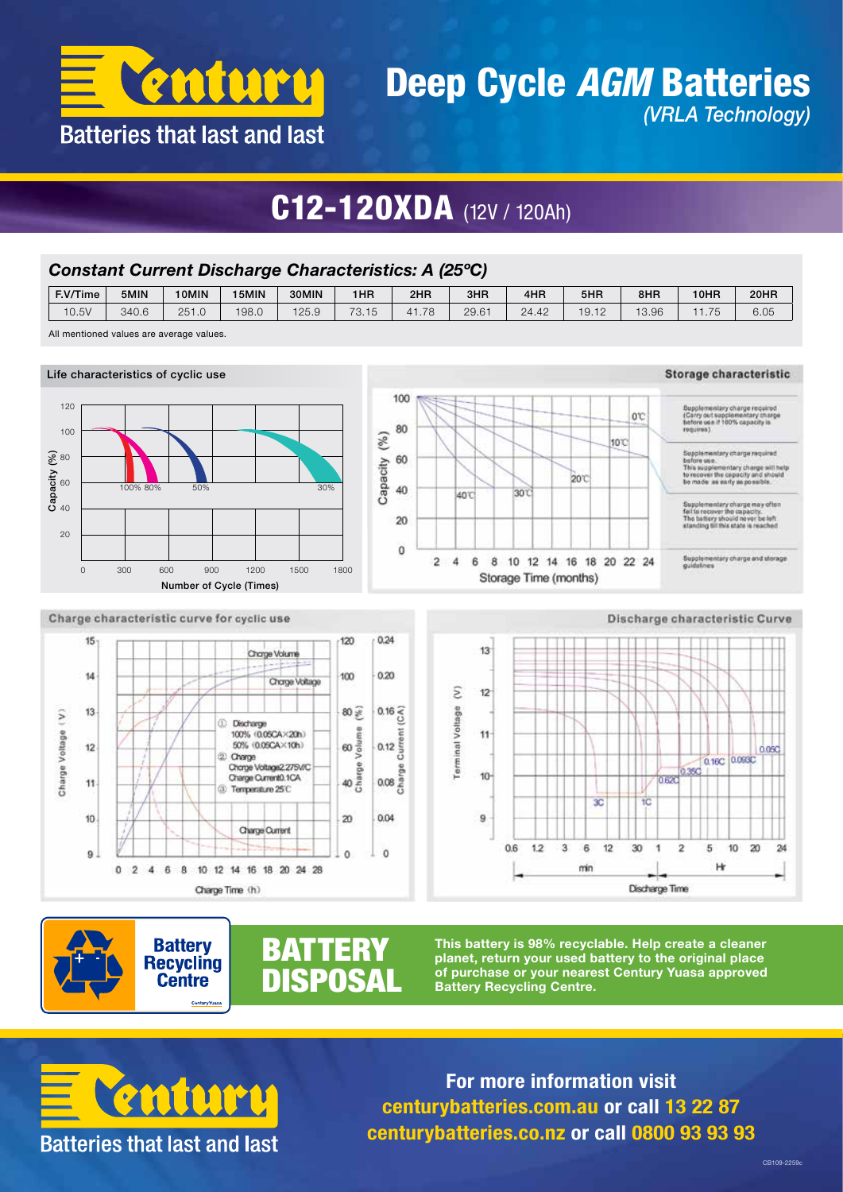# Century

Batteries that last and last

# Deep Cycle *AGM* Batteries

*(VRLA Technology)*

## C12-120XDA (12V / 120Ah)

### *Constant Current Discharge Characteristics: A (25ºC)*

| F.V/Time | 5MIN | 10MIN | 15MIN | 30MIN | 1HR | 2HR | 3HR | 4HR | 5HR | 8HR | 10HR | 20HR |
|---|---|---|---|---|---|---|---|---|---|---|---|---|
| 10.5V | 340.6 | 251.0 | 198.0 | 125.9 | 73.15 | 41.78 | 29.61 | 24.42 | 19.12 | 13.96 | 11.75 | 6.05 |

All mentioned values are average values.

**Life characteristics of cyclic use**

Capacity (%)

120
100
80
60
40
20

100% 80%
50%
30%

0 300 600 900 1200 1500 1800

Number of Cycle (Times)

**Storage characteristic**

Capacity (%)

100
80
60
40
20
0

0℃
10℃
20℃
30℃
40℃

2 4 6 8 10 12 14 16 18 20 22 24

Storage Time (months)

Supplementary charge required (Carry out supplementary charge before use if 100% capacity is required.)

Supplementary charge required before use. This supplementary charge will help to recover the capacity and should be made as early as possible.

Supplementary charge may often fail to recover the capacity. The battery should never be left standing till this state is reached

Supplementary charge and storage guidelines

**Charge characteristic curve for cyclic use**

Charge Voltage (V)

15
14
13
12
11
10
9

Charge Volume (%)

120
100
80
60
40
20
0

Charge Current (CA)

0.24
0.20
0.16
0.12
0.08
0.04
0

Charge Volume

Charge Voltage

① Discharge
100% (0.05CA×20h)
50% (0.05CA×10h)
② Charge
Charge Voltage2.275V/C
Charge Current0.1CA
③ Temperature 25℃

Charge Current

0 2 4 6 8 10 12 14 16 18 20 24 28

Charge Time (h)

**Discharge characteristic Curve**

Terminal Voltage (V)

13
12
11
10
9

3C
1C
0.62C
0.35C
0.16C
0.093C
0.05C

0.6 1.2 3 6 12 30 1 2 5 10 20 24

min

Hr

Discharge Time

Battery Recycling Centre

# BATTERY DISPOSAL

**This battery is 98% recyclable. Help create a cleaner planet, return your used battery to the original place of purchase or your nearest Century Yuasa approved Battery Recycling Centre.**

Century

Batteries that last and last

**For more information visit**
**centurybatteries.com.au or call 13 22 87**
**centurybatteries.co.nz or call 0800 93 93 93**

CB109-2259c